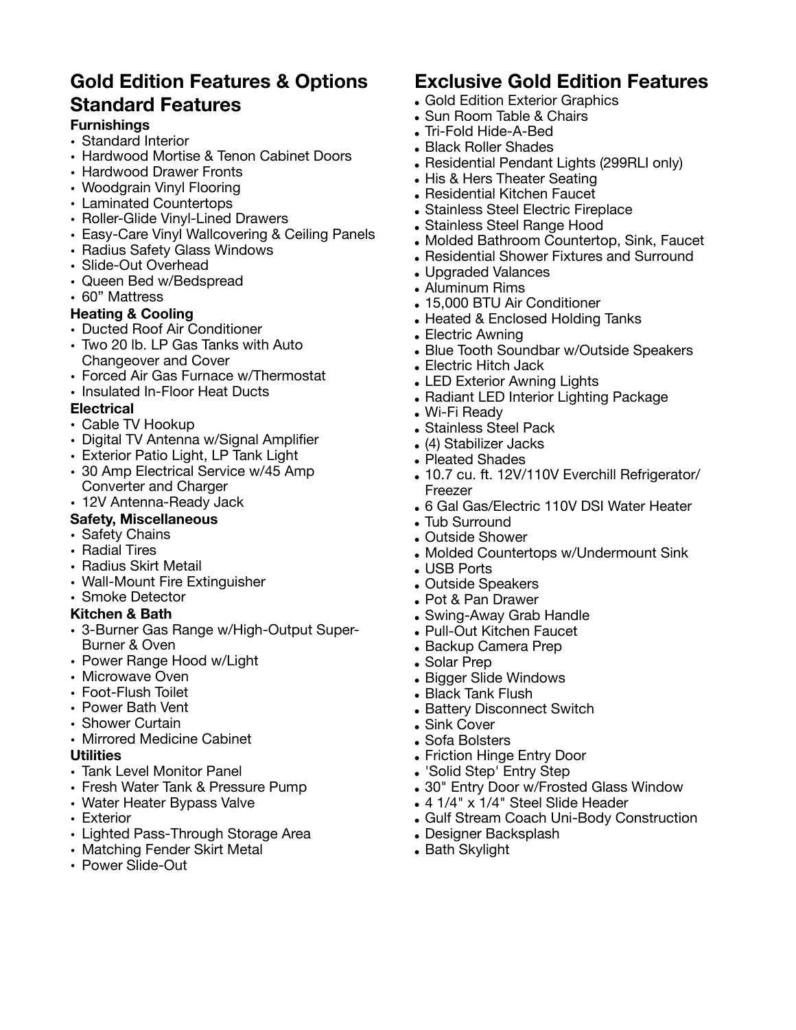# Gold Edition Features & Options

## Standard Features

**Furnishings**

- Standard Interior
- Hardwood Mortise & Tenon Cabinet Doors
- Hardwood Drawer Fronts
- Woodgrain Vinyl Flooring
- Laminated Countertops
- Roller-Glide Vinyl-Lined Drawers
- Easy-Care Vinyl Wallcovering & Ceiling Panels
- Radius Safety Glass Windows
- Slide-Out Overhead
- Queen Bed w/Bedspread
- 60" Mattress

**Heating & Cooling**

- Ducted Roof Air Conditioner
- Two 20 lb. LP Gas Tanks with Auto Changeover and Cover
- Forced Air Gas Furnace w/Thermostat
- Insulated In-Floor Heat Ducts

**Electrical**

- Cable TV Hookup
- Digital TV Antenna w/Signal Amplifier
- Exterior Patio Light, LP Tank Light
- 30 Amp Electrical Service w/45 Amp Converter and Charger
- 12V Antenna-Ready Jack

**Safety, Miscellaneous**

- Safety Chains
- Radial Tires
- Radius Skirt Metail
- Wall-Mount Fire Extinguisher
- Smoke Detector

**Kitchen & Bath**

- 3-Burner Gas Range w/High-Output Super-Burner & Oven
- Power Range Hood w/Light
- Microwave Oven
- Foot-Flush Toilet
- Power Bath Vent
- Shower Curtain
- Mirrored Medicine Cabinet

**Utilities**

- Tank Level Monitor Panel
- Fresh Water Tank & Pressure Pump
- Water Heater Bypass Valve
- Exterior
- Lighted Pass-Through Storage Area
- Matching Fender Skirt Metal
- Power Slide-Out

## Exclusive Gold Edition Features

- Gold Edition Exterior Graphics
- Sun Room Table & Chairs
- Tri-Fold Hide-A-Bed
- Black Roller Shades
- Residential Pendant Lights (299RLI only)
- His & Hers Theater Seating
- Residential Kitchen Faucet
- Stainless Steel Electric Fireplace
- Stainless Steel Range Hood
- Molded Bathroom Countertop, Sink, Faucet
- Residential Shower Fixtures and Surround
- Upgraded Valances
- Aluminum Rims
- 15,000 BTU Air Conditioner
- Heated & Enclosed Holding Tanks
- Electric Awning
- Blue Tooth Soundbar w/Outside Speakers
- Electric Hitch Jack
- LED Exterior Awning Lights
- Radiant LED Interior Lighting Package
- Wi-Fi Ready
- Stainless Steel Pack
- (4) Stabilizer Jacks
- Pleated Shades
- 10.7 cu. ft. 12V/110V Everchill Refrigerator/ Freezer
- 6 Gal Gas/Electric 110V DSI Water Heater
- Tub Surround
- Outside Shower
- Molded Countertops w/Undermount Sink
- USB Ports
- Outside Speakers
- Pot & Pan Drawer
- Swing-Away Grab Handle
- Pull-Out Kitchen Faucet
- Backup Camera Prep
- Solar Prep
- Bigger Slide Windows
- Black Tank Flush
- Battery Disconnect Switch
- Sink Cover
- Sofa Bolsters
- Friction Hinge Entry Door
- 'Solid Step' Entry Step
- 30" Entry Door w/Frosted Glass Window
- 4 1/4" x 1/4" Steel Slide Header
- Gulf Stream Coach Uni-Body Construction
- Designer Backsplash
- Bath Skylight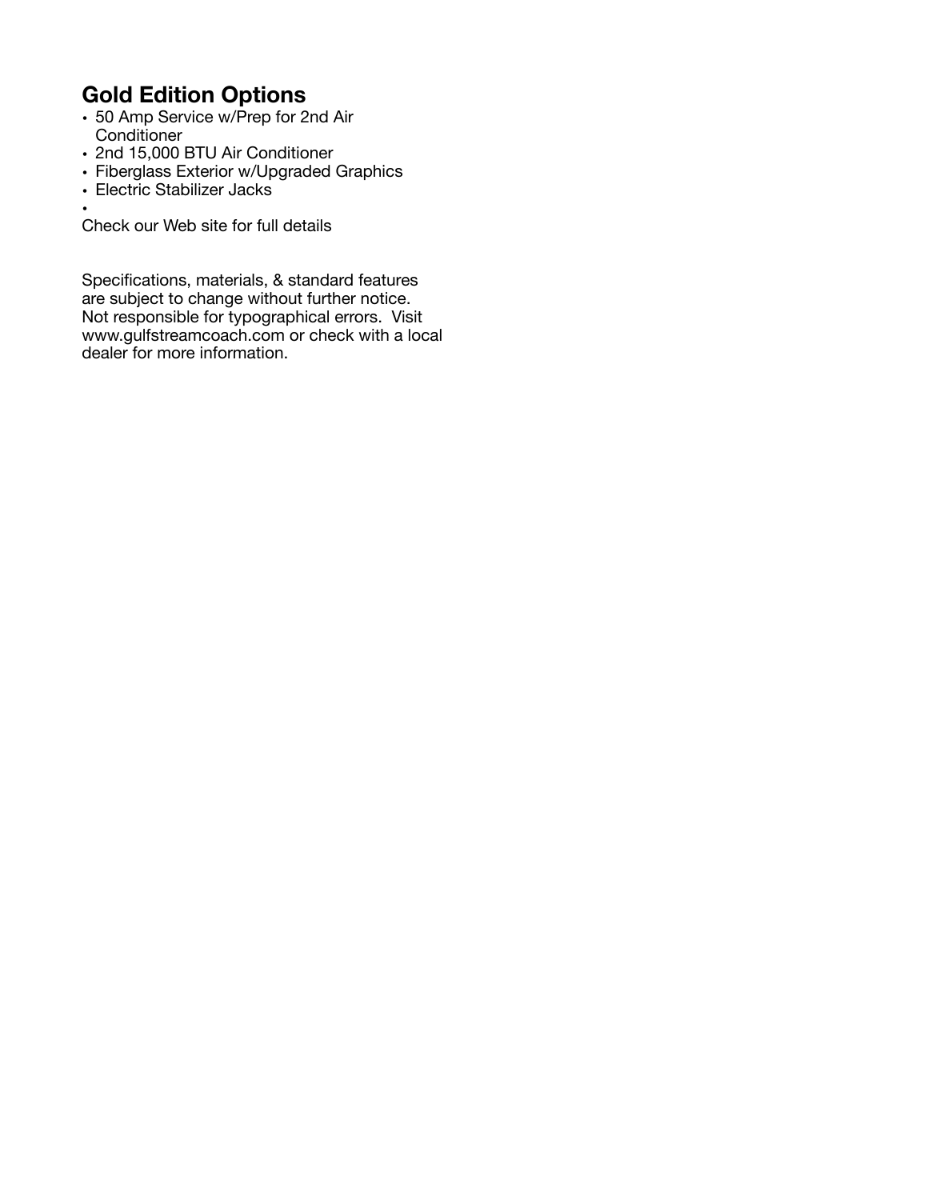## Gold Edition Options

- 50 Amp Service w/Prep for 2nd Air Conditioner
- 2nd 15,000 BTU Air Conditioner
- Fiberglass Exterior w/Upgraded Graphics
- Electric Stabilizer Jacks
- 

Check our Web site for full details

Specifications, materials, & standard features are subject to change without further notice. Not responsible for typographical errors. Visit www.gulfstreamcoach.com or check with a local dealer for more information.